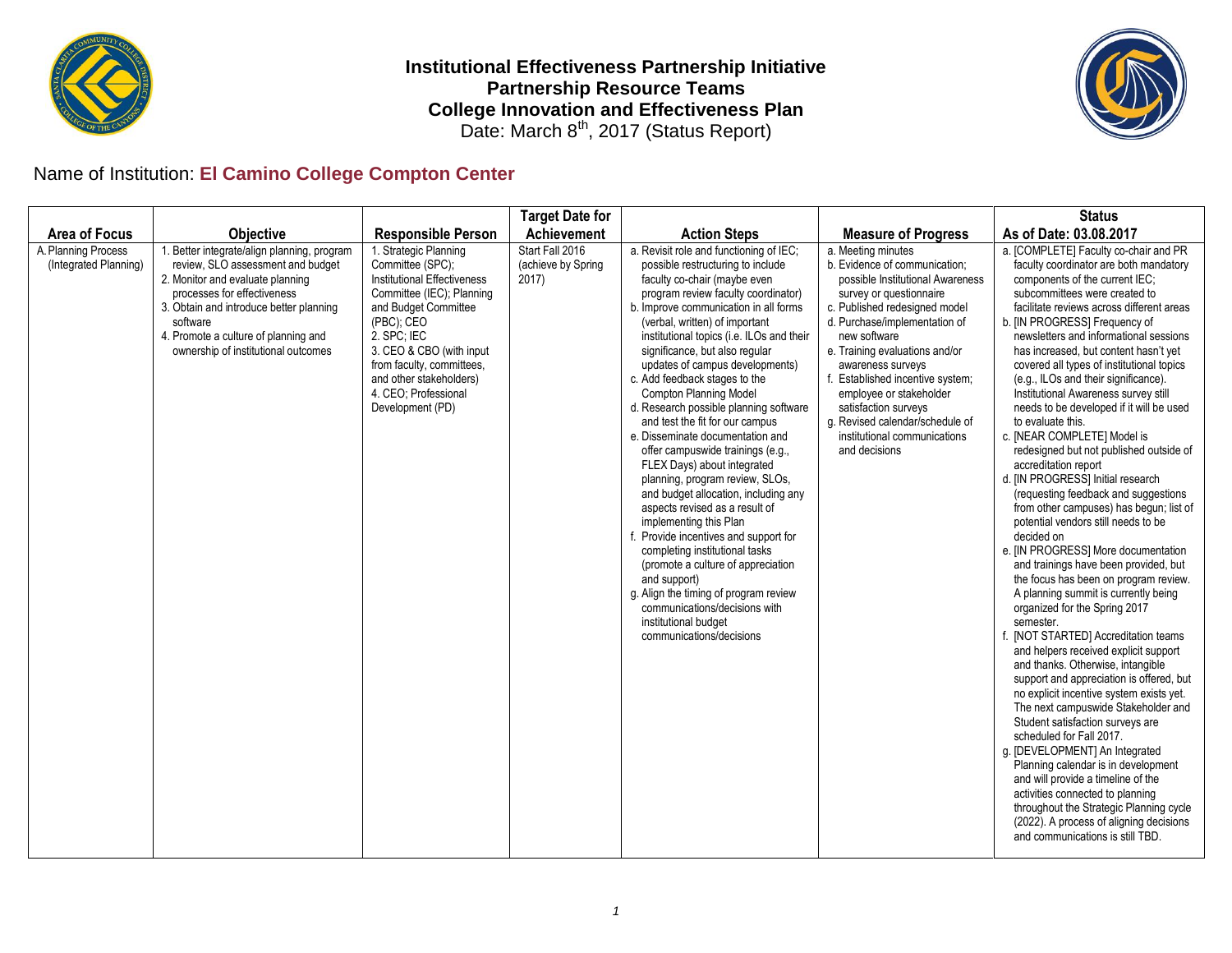# Institutional Effectiveness Partnership Initiative
## Partnership Resource Teams
## College Innovation and Effectiveness Plan

Date: March 8th, 2017 (Status Report)

Name of Institution: **El Camino College Compton Center**

| Area of Focus | Objective | Responsible Person | Target Date for Achievement | Action Steps | Measure of Progress | Status As of Date: 03.08.2017 |
|---|---|---|---|---|---|---|
| A. Planning Process (Integrated Planning) | 1. Better integrate/align planning, program review, SLO assessment and budget<br>2. Monitor and evaluate planning processes for effectiveness<br>3. Obtain and introduce better planning software<br>4. Promote a culture of planning and ownership of institutional outcomes | 1. Strategic Planning Committee (SPC); Institutional Effectiveness Committee (IEC); Planning and Budget Committee (PBC); CEO<br>2. SPC; IEC<br>3. CEO & CBO (with input from faculty, committees, and other stakeholders)<br>4. CEO; Professional Development (PD) | Start Fall 2016 (achieve by Spring 2017) | a. Revisit role and functioning of IEC; possible restructuring to include faculty co-chair (maybe even program review faculty coordinator)<br>b. Improve communication in all forms (verbal, written) of important institutional topics (i.e. ILOs and their significance, but also regular updates of campus developments)<br>c. Add feedback stages to the Compton Planning Model<br>d. Research possible planning software and test the fit for our campus<br>e. Disseminate documentation and offer campuswide trainings (e.g., FLEX Days) about integrated planning, program review, SLOs, and budget allocation, including any aspects revised as a result of implementing this Plan<br>f. Provide incentives and support for completing institutional tasks (promote a culture of appreciation and support)<br>g. Align the timing of program review communications/decisions with institutional budget communications/decisions | a. Meeting minutes<br>b. Evidence of communication; possible Institutional Awareness survey or questionnaire<br>c. Published redesigned model<br>d. Purchase/implementation of new software<br>e. Training evaluations and/or awareness surveys<br>f. Established incentive system; employee or stakeholder satisfaction surveys<br>g. Revised calendar/schedule of institutional communications and decisions | a. [COMPLETE] Faculty co-chair and PR faculty coordinator are both mandatory components of the current IEC; subcommittees were created to facilitate reviews across different areas<br>b. [IN PROGRESS] Frequency of newsletters and informational sessions has increased, but content hasn't yet covered all types of institutional topics (e.g., ILOs and their significance). Institutional Awareness survey still needs to be developed if it will be used to evaluate this.<br>c. [NEAR COMPLETE] Model is redesigned but not published outside of accreditation report<br>d. [IN PROGRESS] Initial research (requesting feedback and suggestions from other campuses) has begun; list of potential vendors still needs to be decided on<br>e. [IN PROGRESS] More documentation and trainings have been provided, but the focus has been on program review. A planning summit is currently being organized for the Spring 2017 semester.<br>f. [NOT STARTED] Accreditation teams and helpers received explicit support and thanks. Otherwise, intangible support and appreciation is offered, but no explicit incentive system exists yet. The next campuswide Stakeholder and Student satisfaction surveys are scheduled for Fall 2017.<br>g. [DEVELOPMENT] An Integrated Planning calendar is in development and will provide a timeline of the activities connected to planning throughout the Strategic Planning cycle (2022). A process of aligning decisions and communications is still TBD. |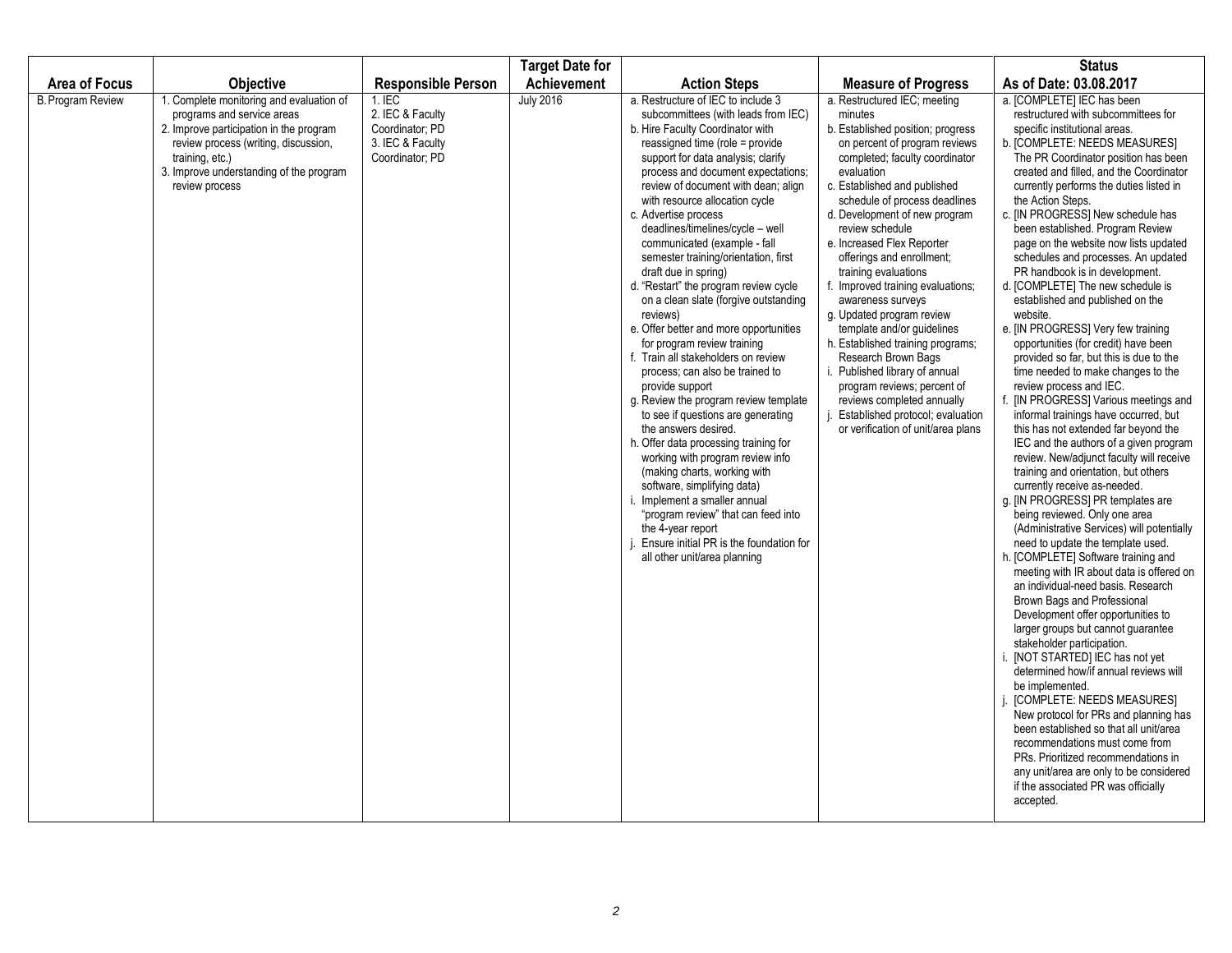| Area of Focus | Objective | Responsible Person | Target Date for Achievement | Action Steps | Measure of Progress | Status As of Date: 03.08.2017 |
|---|---|---|---|---|---|---|
| B. Program Review | 1. Complete monitoring and evaluation of programs and service areas<br>2. Improve participation in the program review process (writing, discussion, training, etc.)<br>3. Improve understanding of the program review process | 1. IEC<br>2. IEC & Faculty Coordinator; PD<br>3. IEC & Faculty Coordinator; PD | July 2016 | a. Restructure of IEC to include 3 subcommittees (with leads from IEC)<br>b. Hire Faculty Coordinator with reassigned time (role = provide support for data analysis; clarify process and document expectations; review of document with dean; align with resource allocation cycle<br>c. Advertise process deadlines/timelines/cycle – well communicated (example - fall semester training/orientation, first draft due in spring)<br>d. "Restart" the program review cycle on a clean slate (forgive outstanding reviews)<br>e. Offer better and more opportunities for program review training<br>f. Train all stakeholders on review process; can also be trained to provide support<br>g. Review the program review template to see if questions are generating the answers desired.<br>h. Offer data processing training for working with program review info (making charts, working with software, simplifying data)<br>i. Implement a smaller annual "program review" that can feed into the 4-year report<br>j. Ensure initial PR is the foundation for all other unit/area planning | a. Restructured IEC; meeting minutes<br>b. Established position; progress on percent of program reviews completed; faculty coordinator evaluation<br>c. Established and published schedule of process deadlines<br>d. Development of new program review schedule<br>e. Increased Flex Reporter offerings and enrollment; training evaluations<br>f. Improved training evaluations; awareness surveys<br>g. Updated program review template and/or guidelines<br>h. Established training programs; Research Brown Bags<br>i. Published library of annual program reviews; percent of reviews completed annually<br>j. Established protocol; evaluation or verification of unit/area plans | a. [COMPLETE] IEC has been restructured with subcommittees for specific institutional areas.<br>b. [COMPLETE: NEEDS MEASURES] The PR Coordinator position has been created and filled, and the Coordinator currently performs the duties listed in the Action Steps.<br>c. [IN PROGRESS] New schedule has been established. Program Review page on the website now lists updated schedules and processes. An updated PR handbook is in development.<br>d. [COMPLETE] The new schedule is established and published on the website.<br>e. [IN PROGRESS] Very few training opportunities (for credit) have been provided so far, but this is due to the time needed to make changes to the review process and IEC.<br>f. [IN PROGRESS] Various meetings and informal trainings have occurred, but this has not extended far beyond the IEC and the authors of a given program review. New/adjunct faculty will receive training and orientation, but others currently receive as-needed.<br>g. [IN PROGRESS] PR templates are being reviewed. Only one area (Administrative Services) will potentially need to update the template used.<br>h. [COMPLETE] Software training and meeting with IR about data is offered on an individual-need basis. Research Brown Bags and Professional Development offer opportunities to larger groups but cannot guarantee stakeholder participation.<br>i. [NOT STARTED] IEC has not yet determined how/if annual reviews will be implemented.<br>j. [COMPLETE: NEEDS MEASURES] New protocol for PRs and planning has been established so that all unit/area recommendations must come from PRs. Prioritized recommendations in any unit/area are only to be considered if the associated PR was officially accepted. |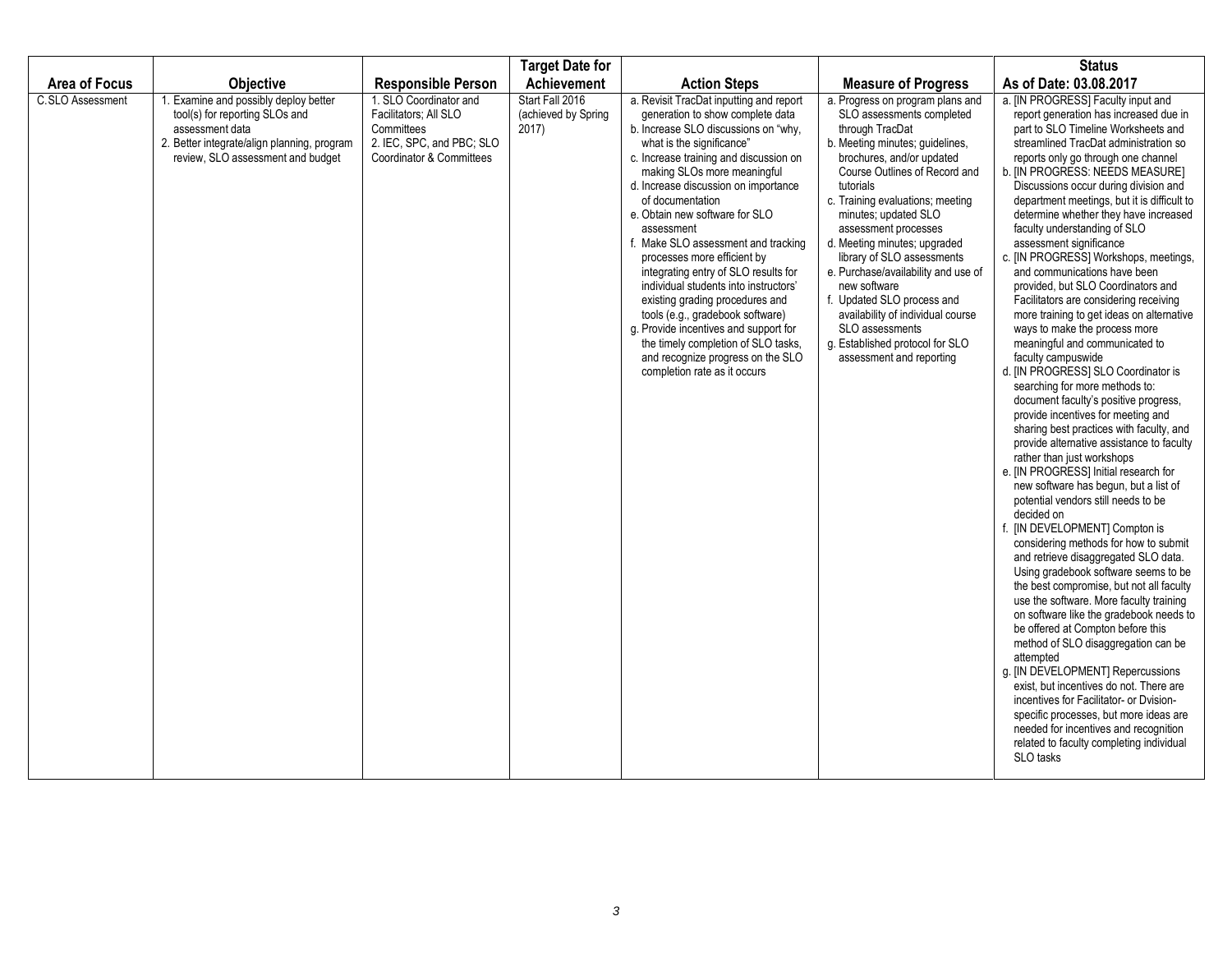| Area of Focus | Objective | Responsible Person | Target Date for Achievement | Action Steps | Measure of Progress | Status As of Date: 03.08.2017 |
|---|---|---|---|---|---|---|
| C.SLO Assessment | 1. Examine and possibly deploy better tool(s) for reporting SLOs and assessment data<br>2. Better integrate/align planning, program review, SLO assessment and budget | 1. SLO Coordinator and Facilitators; All SLO Committees<br>2. IEC, SPC, and PBC; SLO Coordinator & Committees | Start Fall 2016 (achieved by Spring 2017) | a. Revisit TracDat inputting and report generation to show complete data<br>b. Increase SLO discussions on "why, what is the significance"<br>c. Increase training and discussion on making SLOs more meaningful<br>d. Increase discussion on importance of documentation<br>e. Obtain new software for SLO assessment<br>f. Make SLO assessment and tracking processes more efficient by integrating entry of SLO results for individual students into instructors' existing grading procedures and tools (e.g., gradebook software)<br>g. Provide incentives and support for the timely completion of SLO tasks, and recognize progress on the SLO completion rate as it occurs | a. Progress on program plans and SLO assessments completed through TracDat<br>b. Meeting minutes; guidelines, brochures, and/or updated Course Outlines of Record and tutorials<br>c. Training evaluations; meeting minutes; updated SLO assessment processes<br>d. Meeting minutes; upgraded library of SLO assessments<br>e. Purchase/availability and use of new software<br>f. Updated SLO process and availability of individual course SLO assessments<br>g. Established protocol for SLO assessment and reporting | a. [IN PROGRESS] Faculty input and report generation has increased due in part to SLO Timeline Worksheets and streamlined TracDat administration so reports only go through one channel<br>b. [IN PROGRESS: NEEDS MEASURE] Discussions occur during division and department meetings, but it is difficult to determine whether they have increased faculty understanding of SLO assessment significance<br>c. [IN PROGRESS] Workshops, meetings, and communications have been provided, but SLO Coordinators and Facilitators are considering receiving more training to get ideas on alternative ways to make the process more meaningful and communicated to faculty campuswide<br>d. [IN PROGRESS] SLO Coordinator is searching for more methods to: document faculty's positive progress, provide incentives for meeting and sharing best practices with faculty, and provide alternative assistance to faculty rather than just workshops<br>e. [IN PROGRESS] Initial research for new software has begun, but a list of potential vendors still needs to be decided on<br>f. [IN DEVELOPMENT] Compton is considering methods for how to submit and retrieve disaggregated SLO data. Using gradebook software seems to be the best compromise, but not all faculty use the software. More faculty training on software like the gradebook needs to be offered at Compton before this method of SLO disaggregation can be attempted<br>g. [IN DEVELOPMENT] Repercussions exist, but incentives do not. There are incentives for Facilitator- or Dvision-specific processes, but more ideas are needed for incentives and recognition related to faculty completing individual SLO tasks |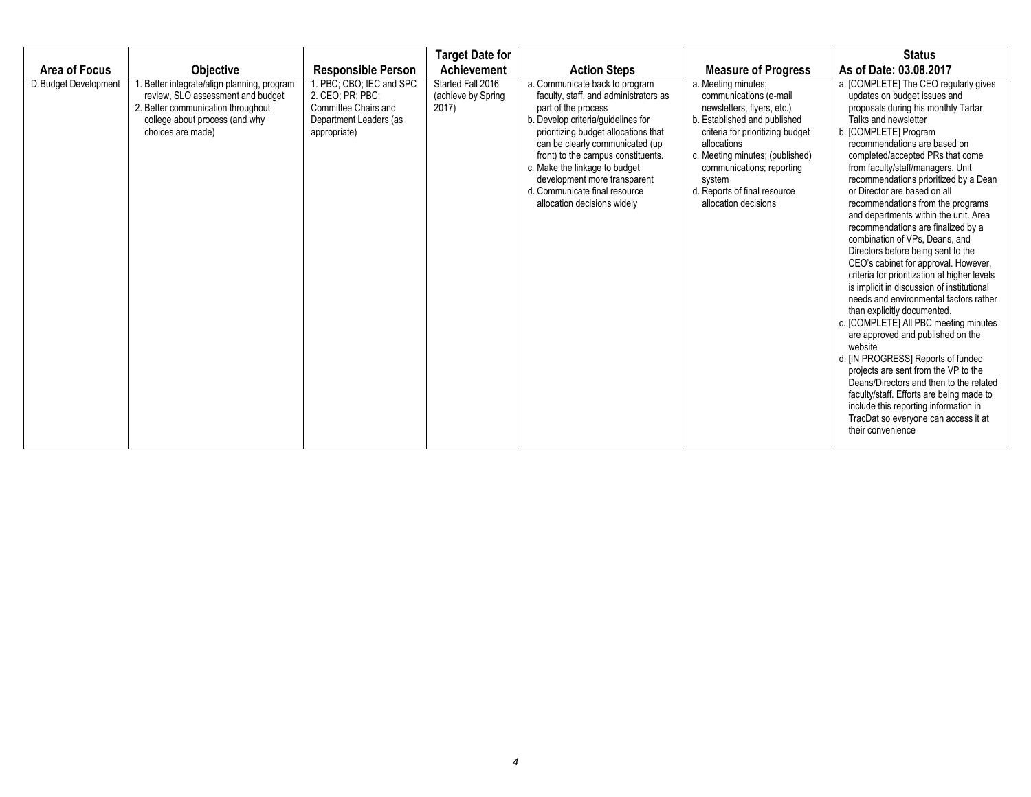| Area of Focus | Objective | Responsible Person | Target Date for Achievement | Action Steps | Measure of Progress | Status As of Date: 03.08.2017 |
|---|---|---|---|---|---|---|
| D.Budget Development | 1. Better integrate/align planning, program review, SLO assessment and budget<br>2. Better communication throughout college about process (and why choices are made) | 1. PBC; CBO; IEC and SPC<br>2. CEO; PR; PBC; Committee Chairs and Department Leaders (as appropriate) | Started Fall 2016 (achieve by Spring 2017) | a. Communicate back to program faculty, staff, and administrators as part of the process<br>b. Develop criteria/guidelines for prioritizing budget allocations that can be clearly communicated (up front) to the campus constituents.<br>c. Make the linkage to budget development more transparent<br>d. Communicate final resource allocation decisions widely | a. Meeting minutes; communications (e-mail newsletters, flyers, etc.)<br>b. Established and published criteria for prioritizing budget allocations<br>c. Meeting minutes; (published) communications; reporting system<br>d. Reports of final resource allocation decisions | a. [COMPLETE] The CEO regularly gives updates on budget issues and proposals during his monthly Tartar Talks and newsletter<br>b. [COMPLETE] Program recommendations are based on completed/accepted PRs that come from faculty/staff/managers. Unit recommendations prioritized by a Dean or Director are based on all recommendations from the programs and departments within the unit. Area recommendations are finalized by a combination of VPs, Deans, and Directors before being sent to the CEO's cabinet for approval. However, criteria for prioritization at higher levels is implicit in discussion of institutional needs and environmental factors rather than explicitly documented.<br>c. [COMPLETE] All PBC meeting minutes are approved and published on the website<br>d. [IN PROGRESS] Reports of funded projects are sent from the VP to the Deans/Directors and then to the related faculty/staff. Efforts are being made to include this reporting information in TracDat so everyone can access it at their convenience |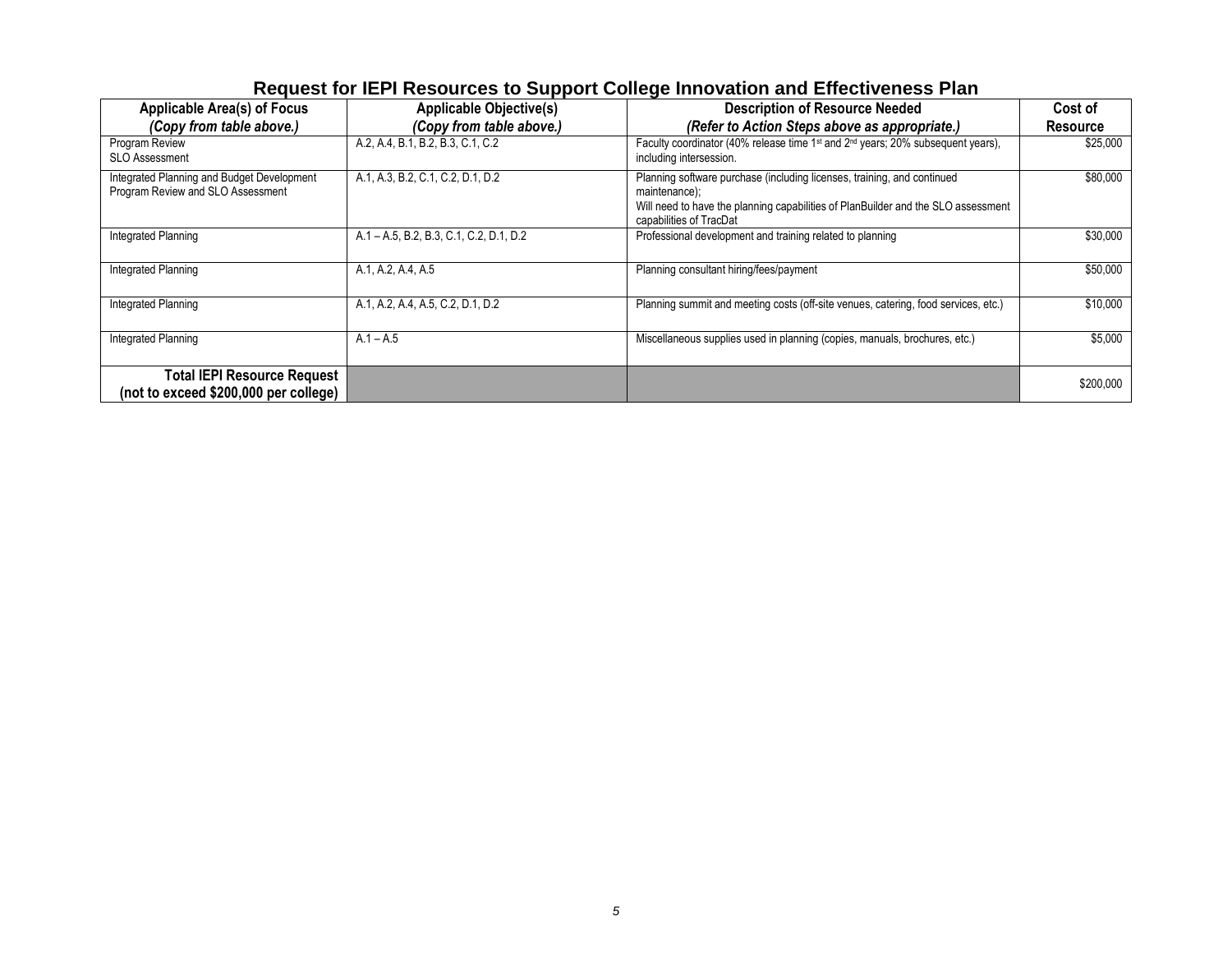## Request for IEPI Resources to Support College Innovation and Effectiveness Plan

| Applicable Area(s) of Focus *(Copy from table above.)* | Applicable Objective(s) *(Copy from table above.)* | Description of Resource Needed *(Refer to Action Steps above as appropriate.)* | Cost of Resource |
|---|---|---|---|
| Program Review<br>SLO Assessment | A.2, A.4, B.1, B.2, B.3, C.1, C.2 | Faculty coordinator (40% release time 1st and 2nd years; 20% subsequent years), including intersession. | $25,000 |
| Integrated Planning and Budget Development<br>Program Review and SLO Assessment | A.1, A.3, B.2, C.1, C.2, D.1, D.2 | Planning software purchase (including licenses, training, and continued maintenance);<br>Will need to have the planning capabilities of PlanBuilder and the SLO assessment capabilities of TracDat | $80,000 |
| Integrated Planning | A.1 – A.5, B.2, B.3, C.1, C.2, D.1, D.2 | Professional development and training related to planning | $30,000 |
| Integrated Planning | A.1, A.2, A.4, A.5 | Planning consultant hiring/fees/payment | $50,000 |
| Integrated Planning | A.1, A.2, A.4, A.5, C.2, D.1, D.2 | Planning summit and meeting costs (off-site venues, catering, food services, etc.) | $10,000 |
| Integrated Planning | A.1 – A.5 | Miscellaneous supplies used in planning (copies, manuals, brochures, etc.) | $5,000 |
| **Total IEPI Resource Request (not to exceed $200,000 per college)** | | | $200,000 |